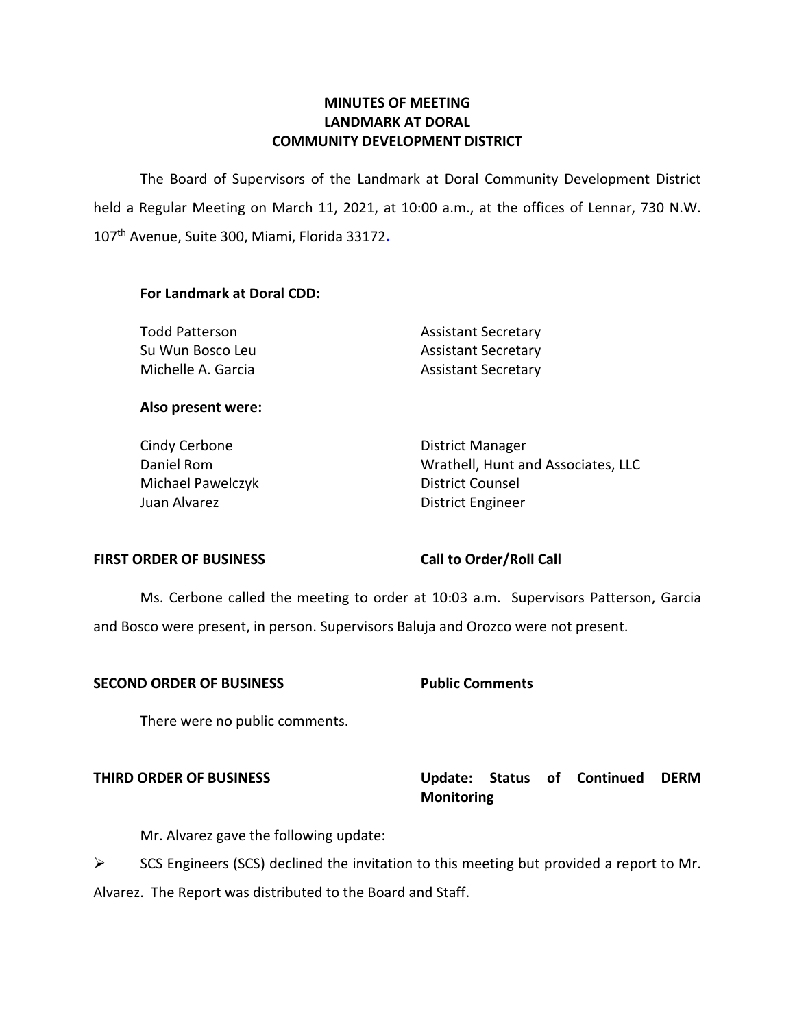# MINUTES OF MEETING
# LANDMARK AT DORAL
# COMMUNITY DEVELOPMENT DISTRICT

The Board of Supervisors of the Landmark at Doral Community Development District held a Regular Meeting on March 11, 2021, at 10:00 a.m., at the offices of Lennar, 730 N.W. 107th Avenue, Suite 300, Miami, Florida 33172.

**For Landmark at Doral CDD:**

| | |
|---|---|
| Todd Patterson | Assistant Secretary |
| Su Wun Bosco Leu | Assistant Secretary |
| Michelle A. Garcia | Assistant Secretary |

**Also present were:**

| | |
|---|---|
| Cindy Cerbone | District Manager |
| Daniel Rom | Wrathell, Hunt and Associates, LLC |
| Michael Pawelczyk | District Counsel |
| Juan Alvarez | District Engineer |

**FIRST ORDER OF BUSINESS** **Call to Order/Roll Call**

Ms. Cerbone called the meeting to order at 10:03 a.m. Supervisors Patterson, Garcia and Bosco were present, in person. Supervisors Baluja and Orozco were not present.

**SECOND ORDER OF BUSINESS** **Public Comments**

There were no public comments.

**THIRD ORDER OF BUSINESS** **Update: Status of Continued DERM Monitoring**

Mr. Alvarez gave the following update:

- SCS Engineers (SCS) declined the invitation to this meeting but provided a report to Mr. Alvarez. The Report was distributed to the Board and Staff.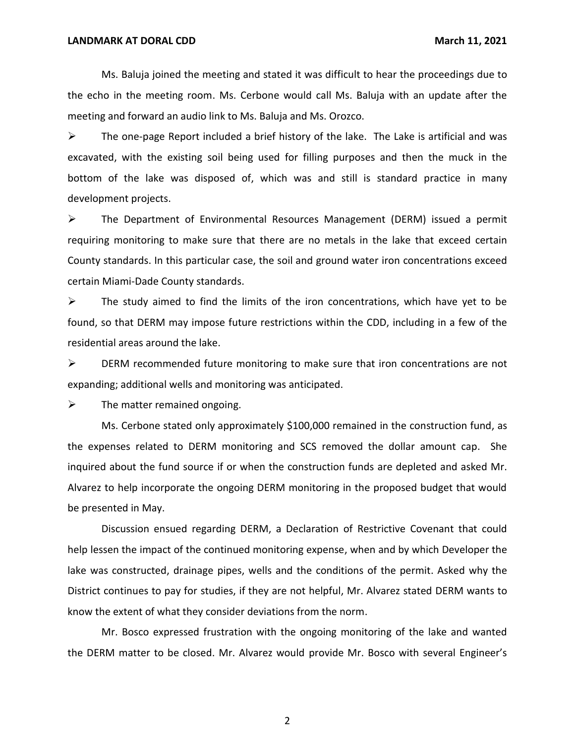Ms. Baluja joined the meeting and stated it was difficult to hear the proceedings due to the echo in the meeting room. Ms. Cerbone would call Ms. Baluja with an update after the meeting and forward an audio link to Ms. Baluja and Ms. Orozco.

- The one-page Report included a brief history of the lake. The Lake is artificial and was excavated, with the existing soil being used for filling purposes and then the muck in the bottom of the lake was disposed of, which was and still is standard practice in many development projects.
- The Department of Environmental Resources Management (DERM) issued a permit requiring monitoring to make sure that there are no metals in the lake that exceed certain County standards. In this particular case, the soil and ground water iron concentrations exceed certain Miami-Dade County standards.
- The study aimed to find the limits of the iron concentrations, which have yet to be found, so that DERM may impose future restrictions within the CDD, including in a few of the residential areas around the lake.
- DERM recommended future monitoring to make sure that iron concentrations are not expanding; additional wells and monitoring was anticipated.
- The matter remained ongoing.

Ms. Cerbone stated only approximately $100,000 remained in the construction fund, as the expenses related to DERM monitoring and SCS removed the dollar amount cap. She inquired about the fund source if or when the construction funds are depleted and asked Mr. Alvarez to help incorporate the ongoing DERM monitoring in the proposed budget that would be presented in May.

Discussion ensued regarding DERM, a Declaration of Restrictive Covenant that could help lessen the impact of the continued monitoring expense, when and by which Developer the lake was constructed, drainage pipes, wells and the conditions of the permit. Asked why the District continues to pay for studies, if they are not helpful, Mr. Alvarez stated DERM wants to know the extent of what they consider deviations from the norm.

Mr. Bosco expressed frustration with the ongoing monitoring of the lake and wanted the DERM matter to be closed. Mr. Alvarez would provide Mr. Bosco with several Engineer's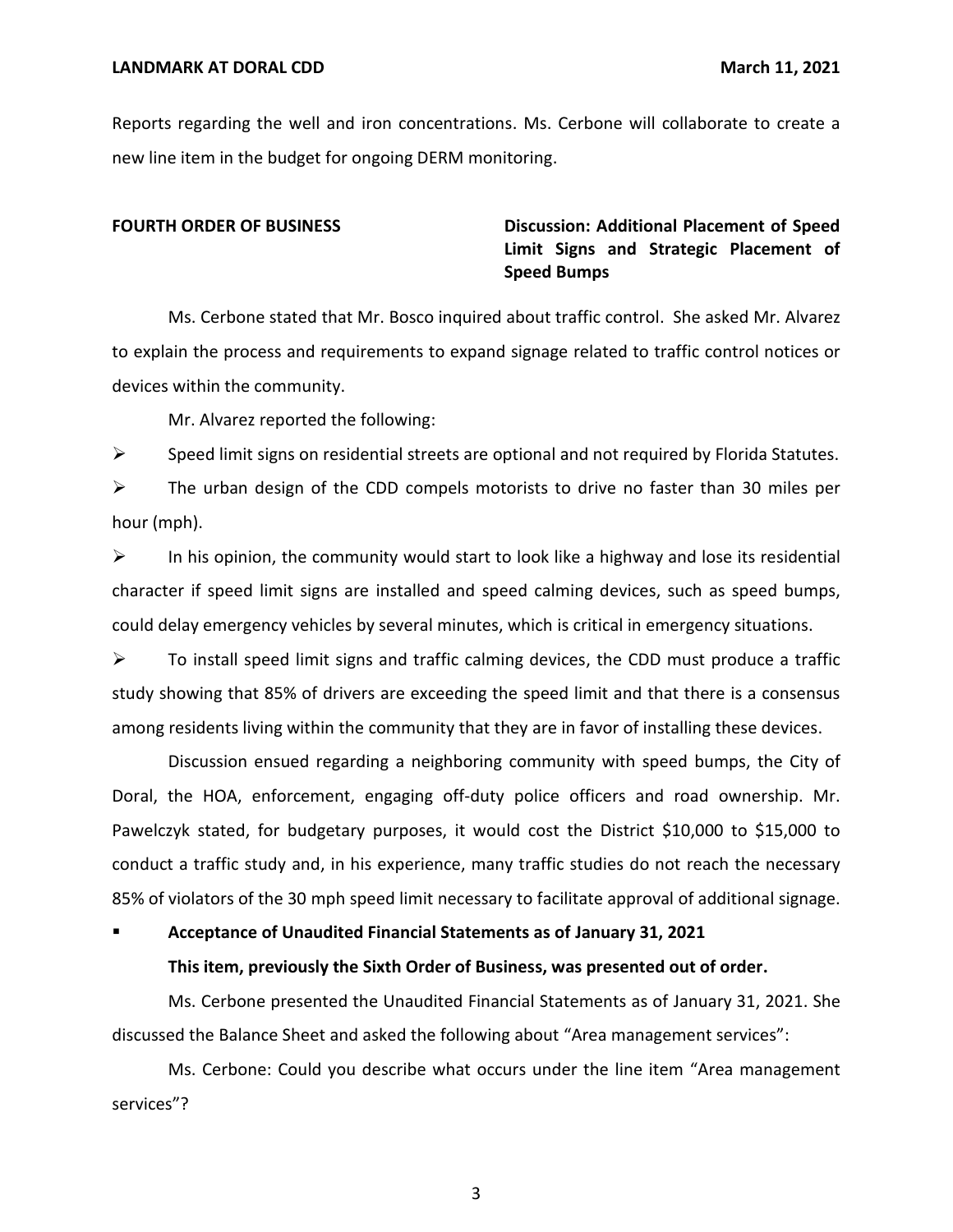Reports regarding the well and iron concentrations. Ms. Cerbone will collaborate to create a new line item in the budget for ongoing DERM monitoring.

**FOURTH ORDER OF BUSINESS** **Discussion: Additional Placement of Speed Limit Signs and Strategic Placement of Speed Bumps**

Ms. Cerbone stated that Mr. Bosco inquired about traffic control. She asked Mr. Alvarez to explain the process and requirements to expand signage related to traffic control notices or devices within the community.

Mr. Alvarez reported the following:

- Speed limit signs on residential streets are optional and not required by Florida Statutes.
- The urban design of the CDD compels motorists to drive no faster than 30 miles per hour (mph).
- In his opinion, the community would start to look like a highway and lose its residential character if speed limit signs are installed and speed calming devices, such as speed bumps, could delay emergency vehicles by several minutes, which is critical in emergency situations.
- To install speed limit signs and traffic calming devices, the CDD must produce a traffic study showing that 85% of drivers are exceeding the speed limit and that there is a consensus among residents living within the community that they are in favor of installing these devices.

Discussion ensued regarding a neighboring community with speed bumps, the City of Doral, the HOA, enforcement, engaging off-duty police officers and road ownership. Mr. Pawelczyk stated, for budgetary purposes, it would cost the District $10,000 to $15,000 to conduct a traffic study and, in his experience, many traffic studies do not reach the necessary 85% of violators of the 30 mph speed limit necessary to facilitate approval of additional signage.

- **Acceptance of Unaudited Financial Statements as of January 31, 2021**

  **This item, previously the Sixth Order of Business, was presented out of order.**

Ms. Cerbone presented the Unaudited Financial Statements as of January 31, 2021. She discussed the Balance Sheet and asked the following about "Area management services":

Ms. Cerbone: Could you describe what occurs under the line item "Area management services"?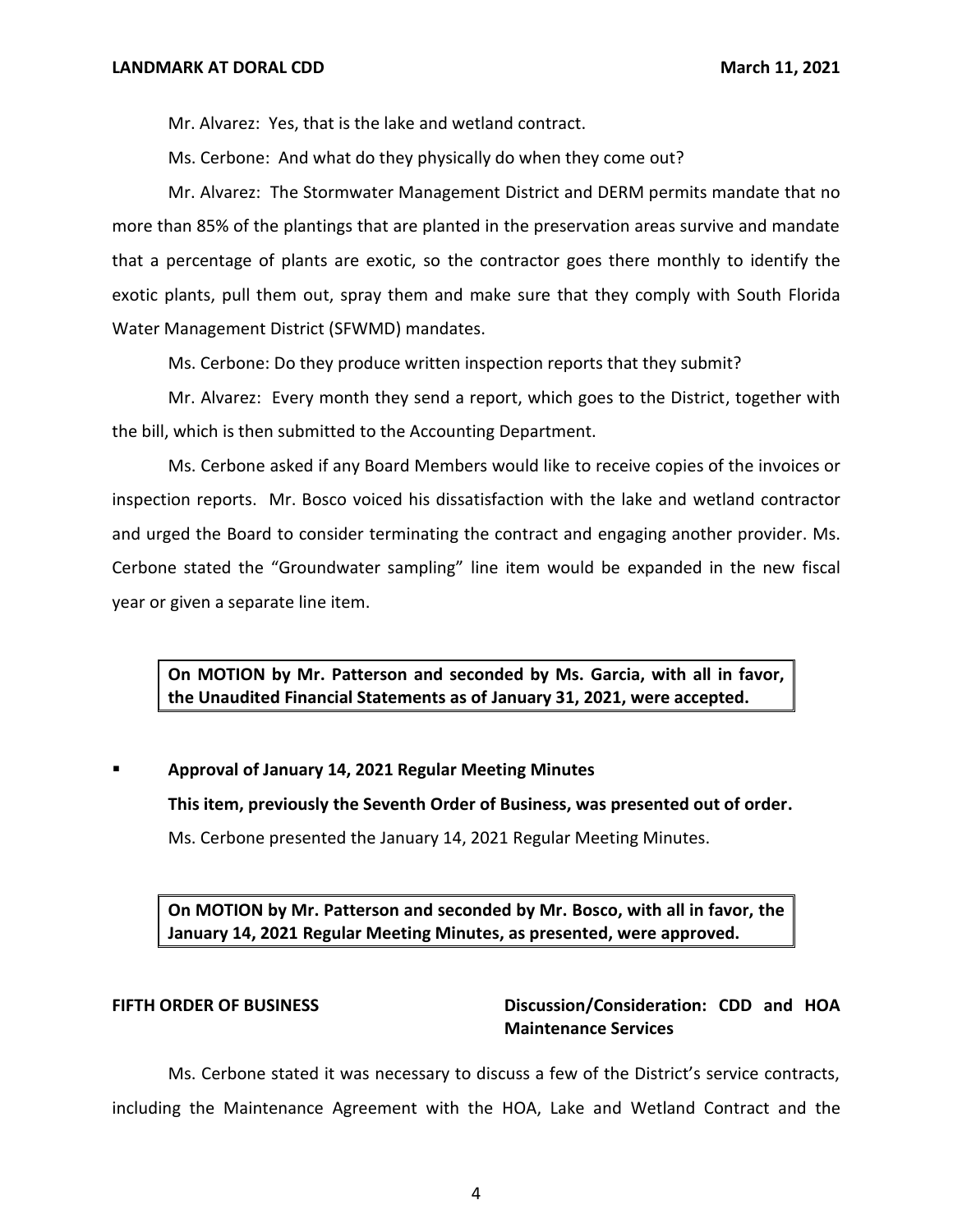Mr. Alvarez: Yes, that is the lake and wetland contract.

Ms. Cerbone: And what do they physically do when they come out?

Mr. Alvarez: The Stormwater Management District and DERM permits mandate that no more than 85% of the plantings that are planted in the preservation areas survive and mandate that a percentage of plants are exotic, so the contractor goes there monthly to identify the exotic plants, pull them out, spray them and make sure that they comply with South Florida Water Management District (SFWMD) mandates.

Ms. Cerbone: Do they produce written inspection reports that they submit?

Mr. Alvarez: Every month they send a report, which goes to the District, together with the bill, which is then submitted to the Accounting Department.

Ms. Cerbone asked if any Board Members would like to receive copies of the invoices or inspection reports. Mr. Bosco voiced his dissatisfaction with the lake and wetland contractor and urged the Board to consider terminating the contract and engaging another provider. Ms. Cerbone stated the "Groundwater sampling" line item would be expanded in the new fiscal year or given a separate line item.

**On MOTION by Mr. Patterson and seconded by Ms. Garcia, with all in favor, the Unaudited Financial Statements as of January 31, 2021, were accepted.**

- **Approval of January 14, 2021 Regular Meeting Minutes**

  **This item, previously the Seventh Order of Business, was presented out of order.**

  Ms. Cerbone presented the January 14, 2021 Regular Meeting Minutes.

**On MOTION by Mr. Patterson and seconded by Mr. Bosco, with all in favor, the January 14, 2021 Regular Meeting Minutes, as presented, were approved.**

**FIFTH ORDER OF BUSINESS** **Discussion/Consideration: CDD and HOA Maintenance Services**

Ms. Cerbone stated it was necessary to discuss a few of the District's service contracts, including the Maintenance Agreement with the HOA, Lake and Wetland Contract and the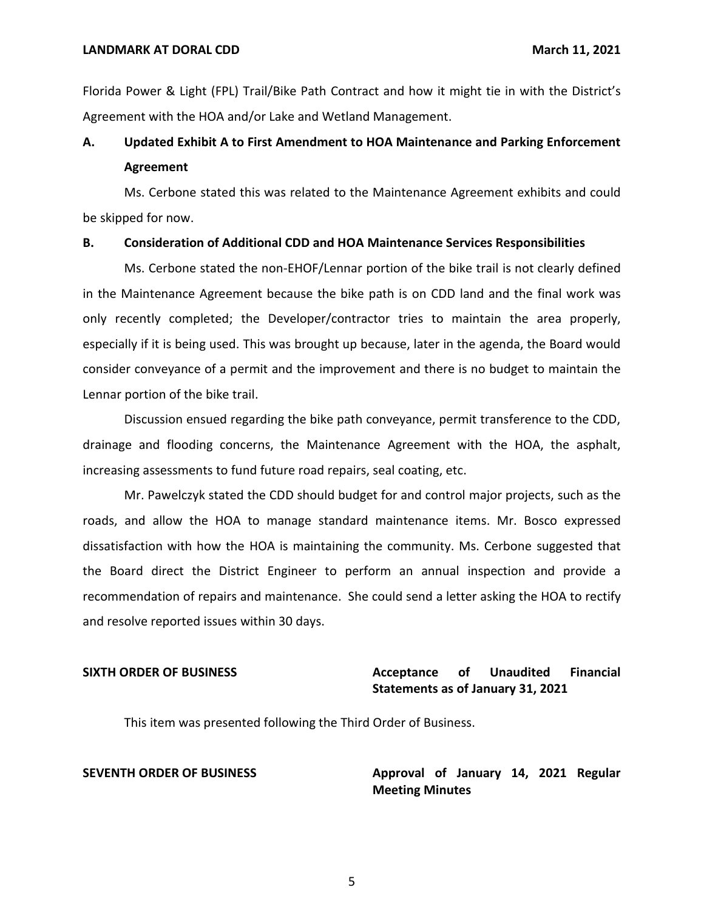Florida Power & Light (FPL) Trail/Bike Path Contract and how it might tie in with the District's Agreement with the HOA and/or Lake and Wetland Management.

**A. Updated Exhibit A to First Amendment to HOA Maintenance and Parking Enforcement Agreement**

Ms. Cerbone stated this was related to the Maintenance Agreement exhibits and could be skipped for now.

**B. Consideration of Additional CDD and HOA Maintenance Services Responsibilities**

Ms. Cerbone stated the non-EHOF/Lennar portion of the bike trail is not clearly defined in the Maintenance Agreement because the bike path is on CDD land and the final work was only recently completed; the Developer/contractor tries to maintain the area properly, especially if it is being used. This was brought up because, later in the agenda, the Board would consider conveyance of a permit and the improvement and there is no budget to maintain the Lennar portion of the bike trail.

Discussion ensued regarding the bike path conveyance, permit transference to the CDD, drainage and flooding concerns, the Maintenance Agreement with the HOA, the asphalt, increasing assessments to fund future road repairs, seal coating, etc.

Mr. Pawelczyk stated the CDD should budget for and control major projects, such as the roads, and allow the HOA to manage standard maintenance items. Mr. Bosco expressed dissatisfaction with how the HOA is maintaining the community. Ms. Cerbone suggested that the Board direct the District Engineer to perform an annual inspection and provide a recommendation of repairs and maintenance. She could send a letter asking the HOA to rectify and resolve reported issues within 30 days.

**SIXTH ORDER OF BUSINESS** **Acceptance of Unaudited Financial Statements as of January 31, 2021**

This item was presented following the Third Order of Business.

**SEVENTH ORDER OF BUSINESS** **Approval of January 14, 2021 Regular Meeting Minutes**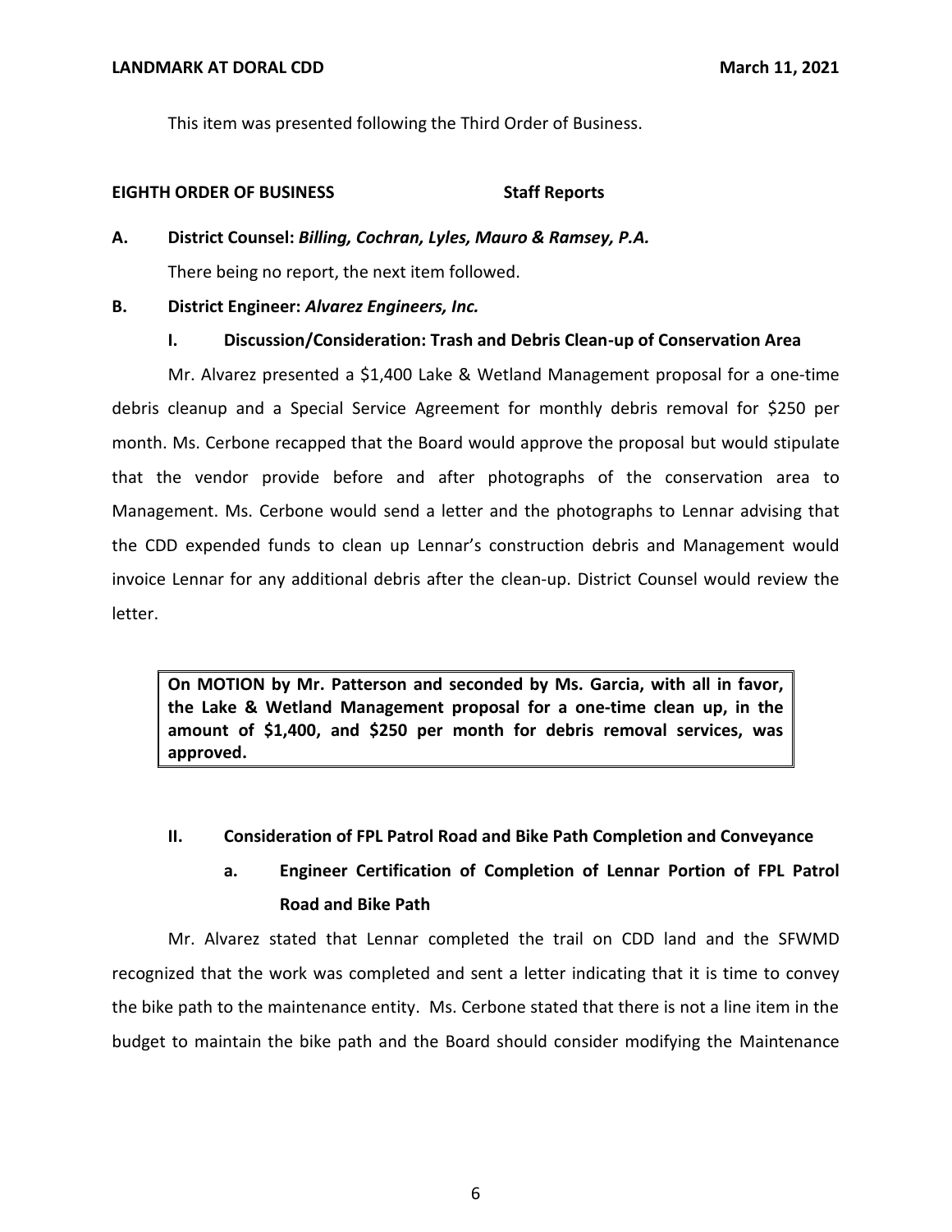This item was presented following the Third Order of Business.

**EIGHTH ORDER OF BUSINESS** **Staff Reports**

**A. District Counsel: *Billing, Cochran, Lyles, Mauro & Ramsey, P.A.***

There being no report, the next item followed.

**B. District Engineer: *Alvarez Engineers, Inc.***

**I. Discussion/Consideration: Trash and Debris Clean-up of Conservation Area**

Mr. Alvarez presented a $1,400 Lake & Wetland Management proposal for a one-time debris cleanup and a Special Service Agreement for monthly debris removal for $250 per month. Ms. Cerbone recapped that the Board would approve the proposal but would stipulate that the vendor provide before and after photographs of the conservation area to Management. Ms. Cerbone would send a letter and the photographs to Lennar advising that the CDD expended funds to clean up Lennar's construction debris and Management would invoice Lennar for any additional debris after the clean-up. District Counsel would review the letter.

> **On MOTION by Mr. Patterson and seconded by Ms. Garcia, with all in favor, the Lake & Wetland Management proposal for a one-time clean up, in the amount of $1,400, and $250 per month for debris removal services, was approved.**

**II. Consideration of FPL Patrol Road and Bike Path Completion and Conveyance**

**a. Engineer Certification of Completion of Lennar Portion of FPL Patrol Road and Bike Path**

Mr. Alvarez stated that Lennar completed the trail on CDD land and the SFWMD recognized that the work was completed and sent a letter indicating that it is time to convey the bike path to the maintenance entity. Ms. Cerbone stated that there is not a line item in the budget to maintain the bike path and the Board should consider modifying the Maintenance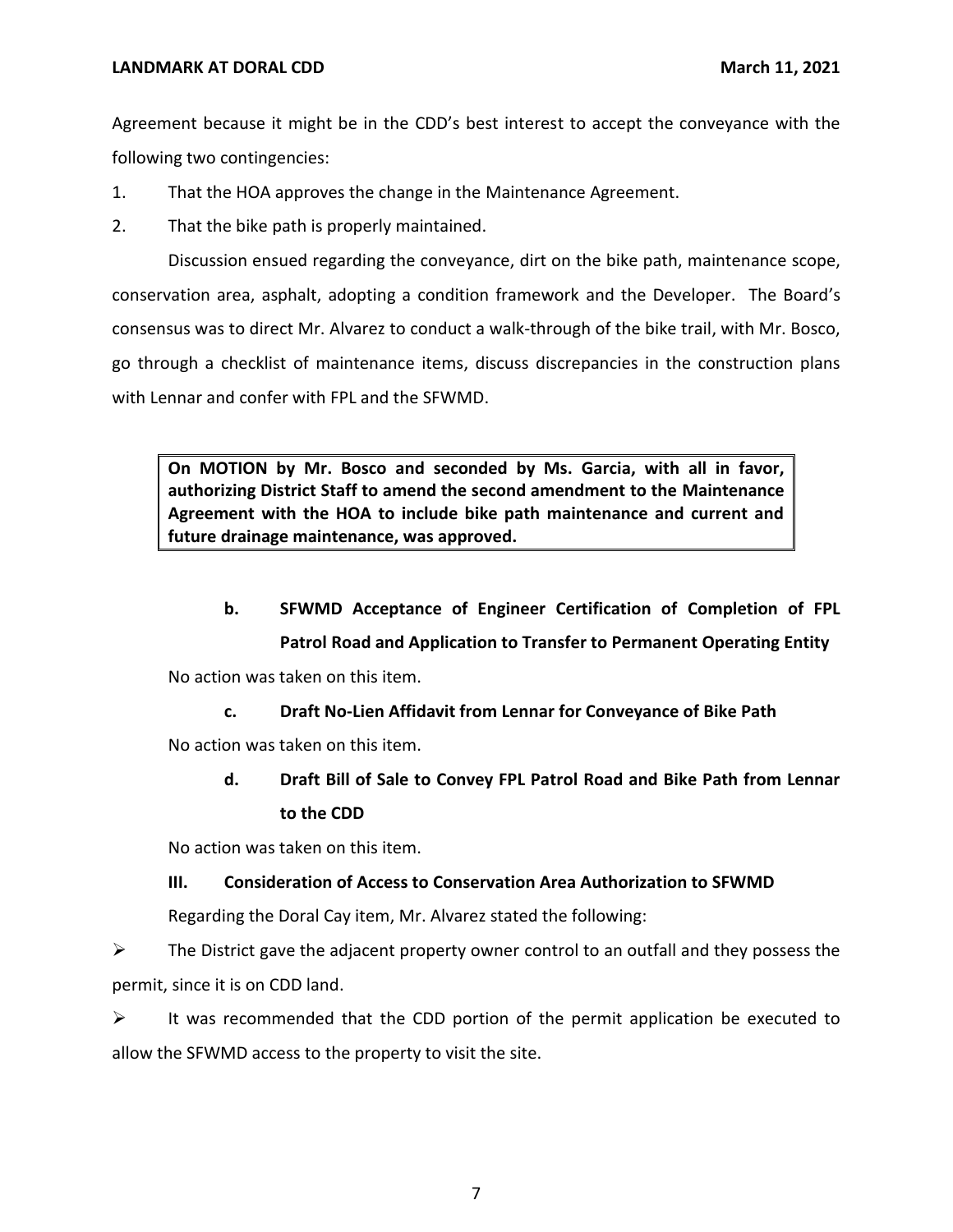Agreement because it might be in the CDD's best interest to accept the conveyance with the following two contingencies:

1. That the HOA approves the change in the Maintenance Agreement.
2. That the bike path is properly maintained.

Discussion ensued regarding the conveyance, dirt on the bike path, maintenance scope, conservation area, asphalt, adopting a condition framework and the Developer. The Board's consensus was to direct Mr. Alvarez to conduct a walk-through of the bike trail, with Mr. Bosco, go through a checklist of maintenance items, discuss discrepancies in the construction plans with Lennar and confer with FPL and the SFWMD.

> **On MOTION by Mr. Bosco and seconded by Ms. Garcia, with all in favor, authorizing District Staff to amend the second amendment to the Maintenance Agreement with the HOA to include bike path maintenance and current and future drainage maintenance, was approved.**

**b. SFWMD Acceptance of Engineer Certification of Completion of FPL Patrol Road and Application to Transfer to Permanent Operating Entity**

No action was taken on this item.

**c. Draft No-Lien Affidavit from Lennar for Conveyance of Bike Path**

No action was taken on this item.

**d. Draft Bill of Sale to Convey FPL Patrol Road and Bike Path from Lennar to the CDD**

No action was taken on this item.

**III. Consideration of Access to Conservation Area Authorization to SFWMD**

Regarding the Doral Cay item, Mr. Alvarez stated the following:

- The District gave the adjacent property owner control to an outfall and they possess the permit, since it is on CDD land.
- It was recommended that the CDD portion of the permit application be executed to allow the SFWMD access to the property to visit the site.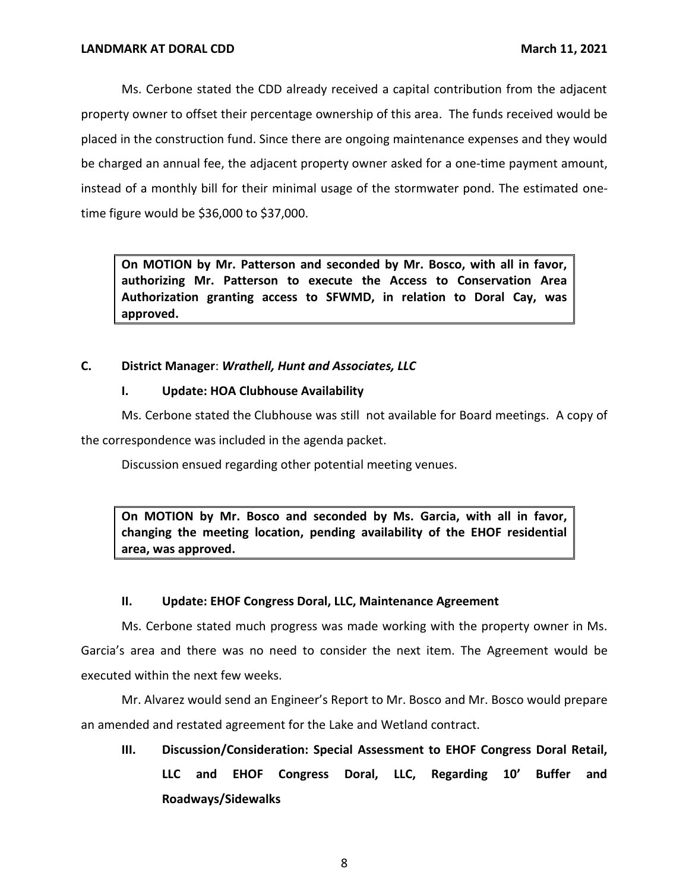Ms. Cerbone stated the CDD already received a capital contribution from the adjacent property owner to offset their percentage ownership of this area. The funds received would be placed in the construction fund. Since there are ongoing maintenance expenses and they would be charged an annual fee, the adjacent property owner asked for a one-time payment amount, instead of a monthly bill for their minimal usage of the stormwater pond. The estimated one-time figure would be $36,000 to $37,000.

> **On MOTION by Mr. Patterson and seconded by Mr. Bosco, with all in favor, authorizing Mr. Patterson to execute the Access to Conservation Area Authorization granting access to SFWMD, in relation to Doral Cay, was approved.**

**C. District Manager**: ***Wrathell, Hunt and Associates, LLC***

**I. Update: HOA Clubhouse Availability**

Ms. Cerbone stated the Clubhouse was still not available for Board meetings. A copy of the correspondence was included in the agenda packet.

Discussion ensued regarding other potential meeting venues.

> **On MOTION by Mr. Bosco and seconded by Ms. Garcia, with all in favor, changing the meeting location, pending availability of the EHOF residential area, was approved.**

**II. Update: EHOF Congress Doral, LLC, Maintenance Agreement**

Ms. Cerbone stated much progress was made working with the property owner in Ms. Garcia's area and there was no need to consider the next item. The Agreement would be executed within the next few weeks.

Mr. Alvarez would send an Engineer's Report to Mr. Bosco and Mr. Bosco would prepare an amended and restated agreement for the Lake and Wetland contract.

**III. Discussion/Consideration: Special Assessment to EHOF Congress Doral Retail, LLC and EHOF Congress Doral, LLC, Regarding 10' Buffer and Roadways/Sidewalks**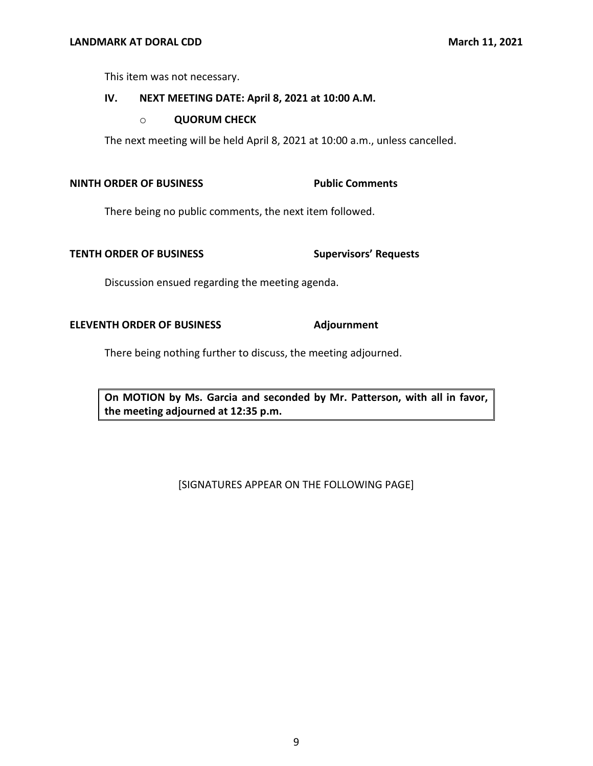This item was not necessary.

**IV. NEXT MEETING DATE: April 8, 2021 at 10:00 A.M.**

- **QUORUM CHECK**

The next meeting will be held April 8, 2021 at 10:00 a.m., unless cancelled.

**NINTH ORDER OF BUSINESS** **Public Comments**

There being no public comments, the next item followed.

**TENTH ORDER OF BUSINESS** **Supervisors' Requests**

Discussion ensued regarding the meeting agenda.

**ELEVENTH ORDER OF BUSINESS** **Adjournment**

There being nothing further to discuss, the meeting adjourned.

**On MOTION by Ms. Garcia and seconded by Mr. Patterson, with all in favor, the meeting adjourned at 12:35 p.m.**

[SIGNATURES APPEAR ON THE FOLLOWING PAGE]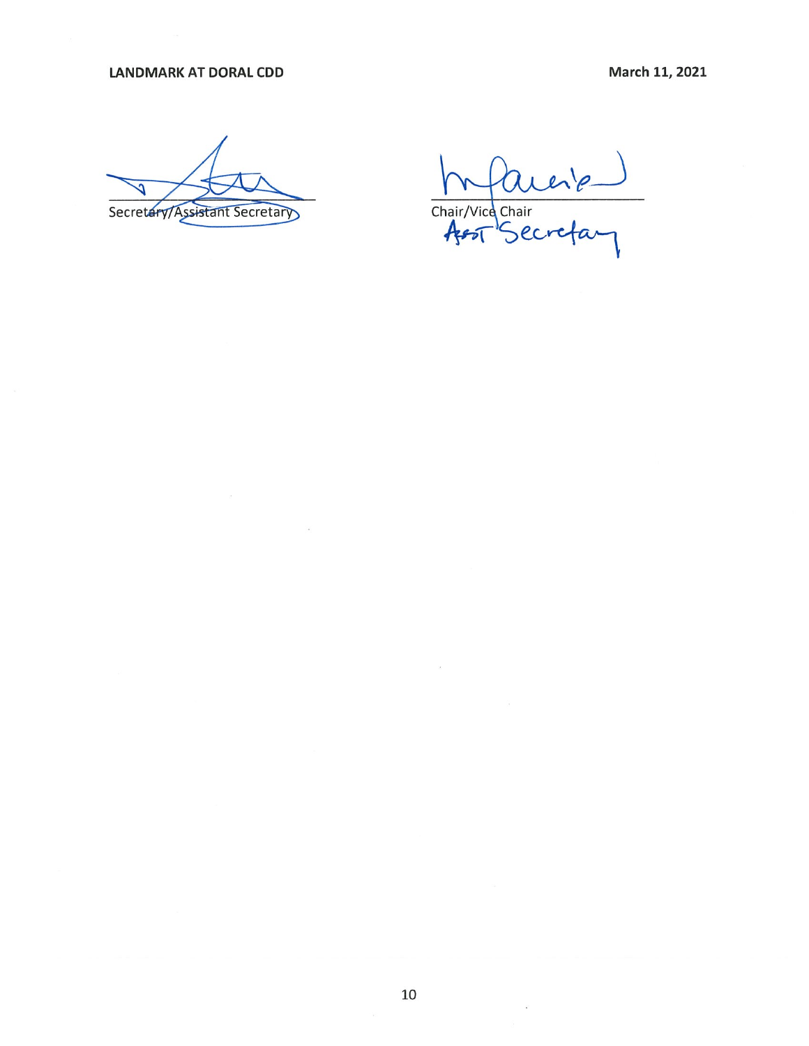**LANDMARK AT DORAL CDD** **March 11, 2021**

\_\_\_\_\_\_\_\_\_\_\_\_\_\_\_\_\_\_\_\_\_\_\_\_\_\_\_\_\_\_
Secretary/Assistant Secretary

\_\_\_\_\_\_\_\_\_\_\_\_\_\_\_\_\_\_\_\_\_\_\_\_\_\_\_\_\_\_
Chair/Vice Chair
Asst Secretary